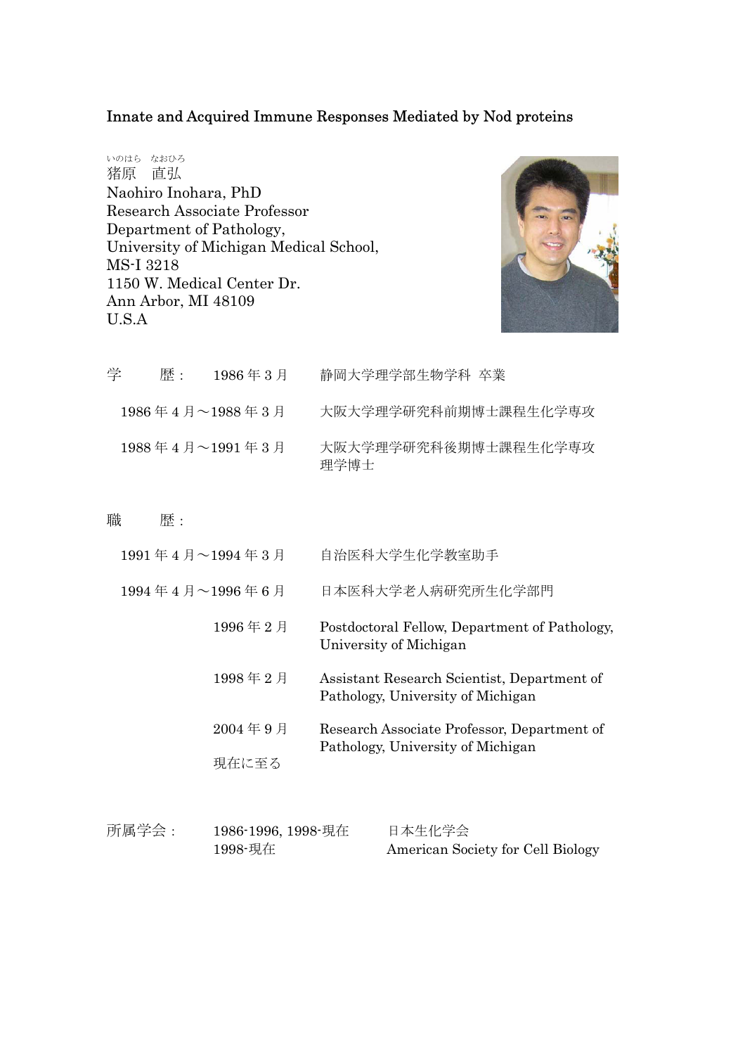## Innate and Acquired Immune Responses Mediated by Nod proteins

いのはら　なおひろ
猪原　直弘
Naohiro Inohara, PhD
Research Associate Professor
Department of Pathology,
University of Michigan Medical School,
MS-I 3218
1150 W. Medical Center Dr.
Ann Arbor, MI 48109
U.S.A

学　　歴：　1986 年 3 月　静岡大学理学部生物学科 卒業

1986 年 4 月～1988 年 3 月　大阪大学理学研究科前期博士課程生化学専攻

1988 年 4 月～1991 年 3 月　大阪大学理学研究科後期博士課程生化学専攻
理学博士

職　　歴：

1991 年 4 月～1994 年 3 月　自治医科大学生化学教室助手

1994 年 4 月～1996 年 6 月　日本医科大学老人病研究所生化学部門

1996 年 2 月　Postdoctoral Fellow, Department of Pathology, University of Michigan

1998 年 2 月　Assistant Research Scientist, Department of Pathology, University of Michigan

2004 年 9 月　Research Associate Professor, Department of Pathology, University of Michigan

現在に至る

所属学会：　1986-1996, 1998-現在　日本生化学会
1998-現在　American Society for Cell Biology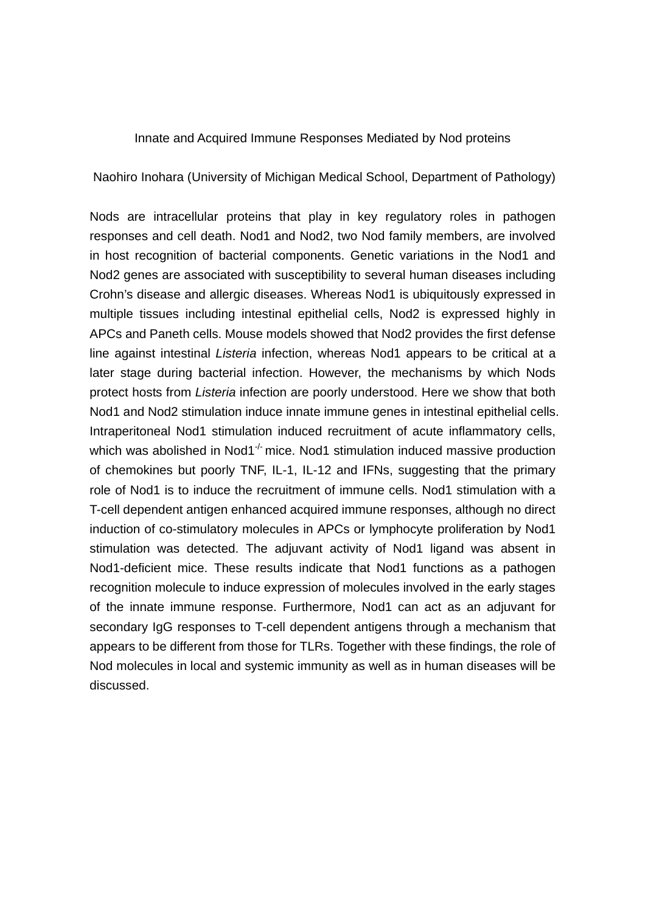# Innate and Acquired Immune Responses Mediated by Nod proteins

Naohiro Inohara (University of Michigan Medical School, Department of Pathology)

Nods are intracellular proteins that play in key regulatory roles in pathogen responses and cell death. Nod1 and Nod2, two Nod family members, are involved in host recognition of bacterial components. Genetic variations in the Nod1 and Nod2 genes are associated with susceptibility to several human diseases including Crohn's disease and allergic diseases. Whereas Nod1 is ubiquitously expressed in multiple tissues including intestinal epithelial cells, Nod2 is expressed highly in APCs and Paneth cells. Mouse models showed that Nod2 provides the first defense line against intestinal *Listeria* infection, whereas Nod1 appears to be critical at a later stage during bacterial infection. However, the mechanisms by which Nods protect hosts from *Listeria* infection are poorly understood. Here we show that both Nod1 and Nod2 stimulation induce innate immune genes in intestinal epithelial cells. Intraperitoneal Nod1 stimulation induced recruitment of acute inflammatory cells, which was abolished in Nod1$^{-/-}$ mice. Nod1 stimulation induced massive production of chemokines but poorly TNF, IL-1, IL-12 and IFNs, suggesting that the primary role of Nod1 is to induce the recruitment of immune cells. Nod1 stimulation with a T-cell dependent antigen enhanced acquired immune responses, although no direct induction of co-stimulatory molecules in APCs or lymphocyte proliferation by Nod1 stimulation was detected. The adjuvant activity of Nod1 ligand was absent in Nod1-deficient mice. These results indicate that Nod1 functions as a pathogen recognition molecule to induce expression of molecules involved in the early stages of the innate immune response. Furthermore, Nod1 can act as an adjuvant for secondary IgG responses to T-cell dependent antigens through a mechanism that appears to be different from those for TLRs. Together with these findings, the role of Nod molecules in local and systemic immunity as well as in human diseases will be discussed.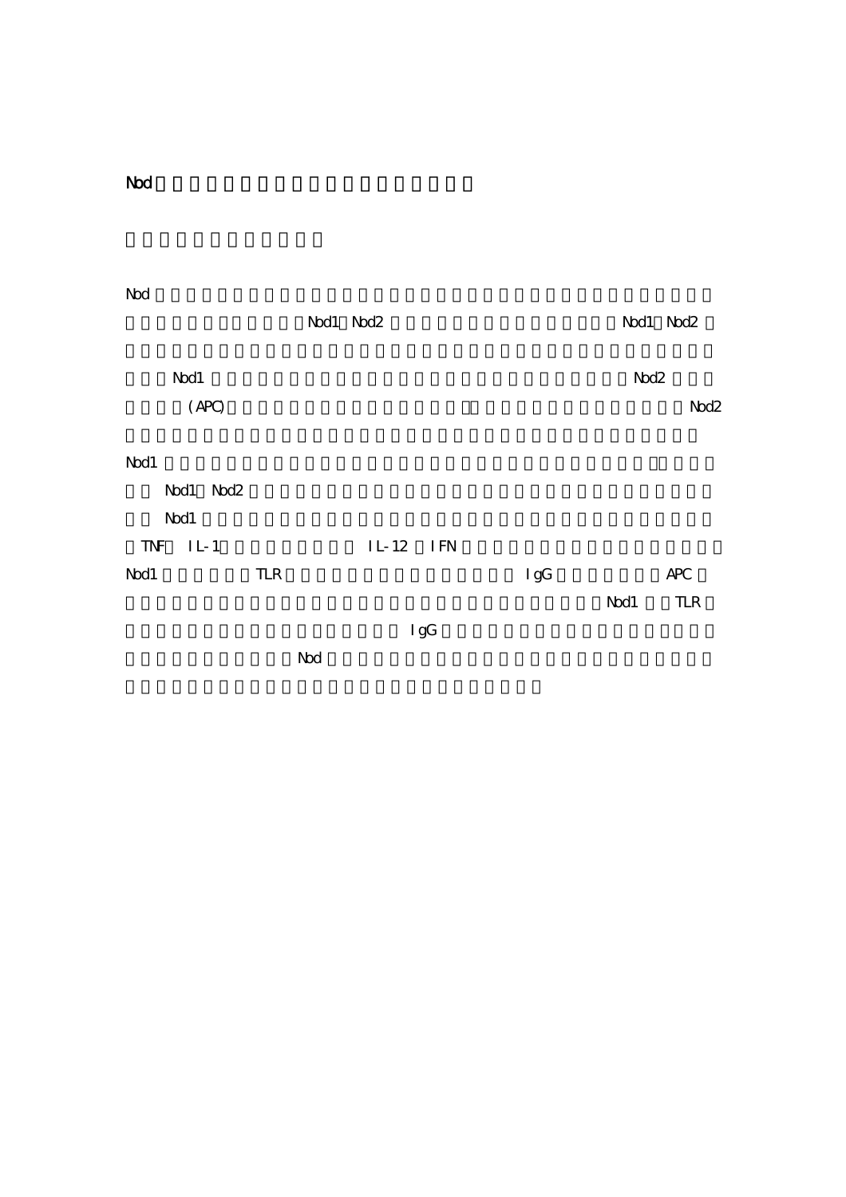Nod

Nod

Nod1 Nod2 Nod1 Nod2

Nod1 Nod2

(APC) Nod2

Nod1

Nod1 Nod2

Nod1

TNF IL-1 IL-12 IFN

Nod1 TLR IgG APC

Nod1 TLR

IgG

Nod